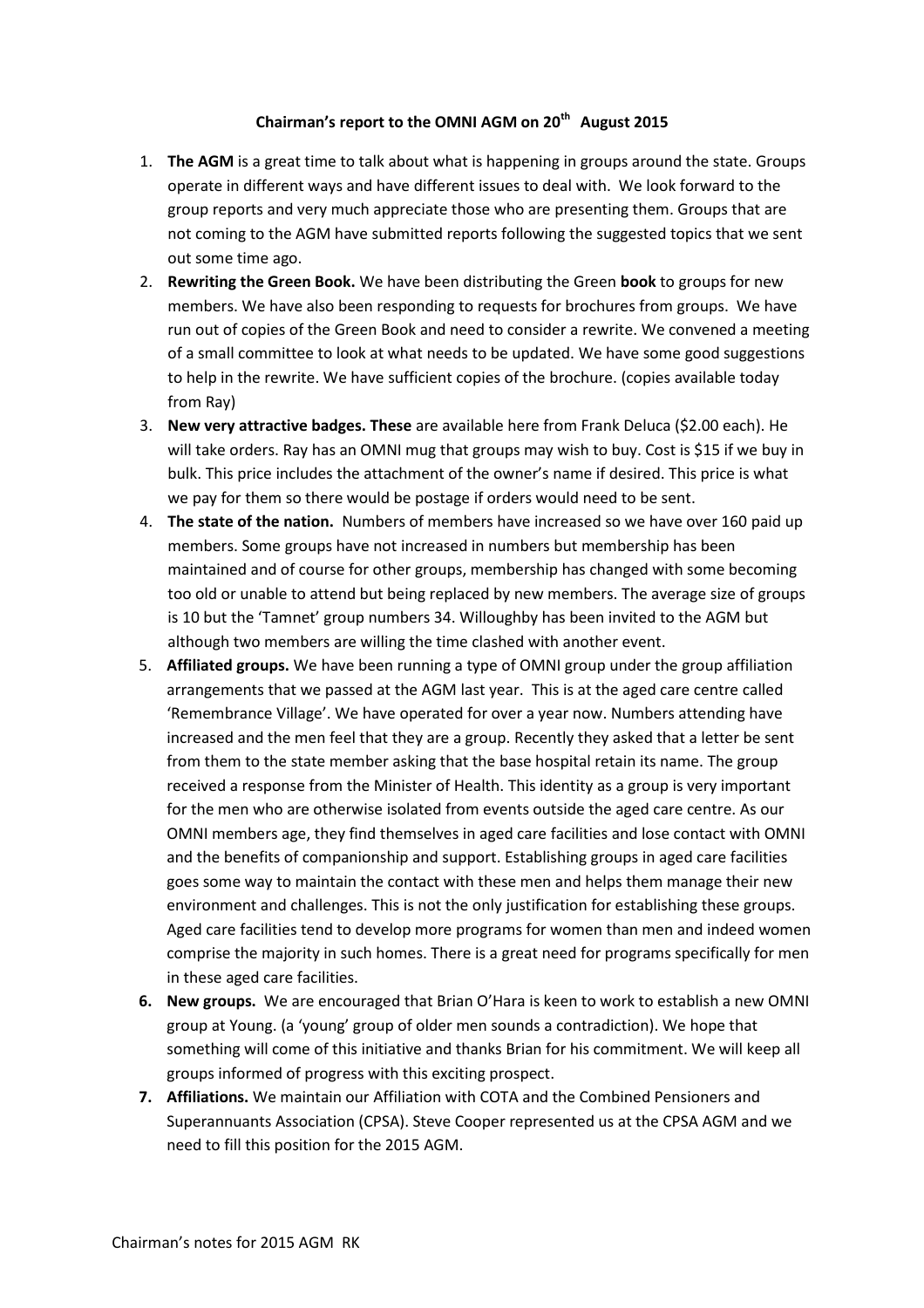# Chairman's report to the OMNI AGM on 20th August 2015

1. **The AGM** is a great time to talk about what is happening in groups around the state. Groups operate in different ways and have different issues to deal with. We look forward to the group reports and very much appreciate those who are presenting them. Groups that are not coming to the AGM have submitted reports following the suggested topics that we sent out some time ago.
2. **Rewriting the Green Book.** We have been distributing the Green **book** to groups for new members. We have also been responding to requests for brochures from groups. We have run out of copies of the Green Book and need to consider a rewrite. We convened a meeting of a small committee to look at what needs to be updated. We have some good suggestions to help in the rewrite. We have sufficient copies of the brochure. (copies available today from Ray)
3. **New very attractive badges. These** are available here from Frank Deluca ($2.00 each). He will take orders. Ray has an OMNI mug that groups may wish to buy. Cost is $15 if we buy in bulk. This price includes the attachment of the owner's name if desired. This price is what we pay for them so there would be postage if orders would need to be sent.
4. **The state of the nation.** Numbers of members have increased so we have over 160 paid up members. Some groups have not increased in numbers but membership has been maintained and of course for other groups, membership has changed with some becoming too old or unable to attend but being replaced by new members. The average size of groups is 10 but the 'Tamnet' group numbers 34. Willoughby has been invited to the AGM but although two members are willing the time clashed with another event.
5. **Affiliated groups.** We have been running a type of OMNI group under the group affiliation arrangements that we passed at the AGM last year. This is at the aged care centre called 'Remembrance Village'. We have operated for over a year now. Numbers attending have increased and the men feel that they are a group. Recently they asked that a letter be sent from them to the state member asking that the base hospital retain its name. The group received a response from the Minister of Health. This identity as a group is very important for the men who are otherwise isolated from events outside the aged care centre. As our OMNI members age, they find themselves in aged care facilities and lose contact with OMNI and the benefits of companionship and support. Establishing groups in aged care facilities goes some way to maintain the contact with these men and helps them manage their new environment and challenges. This is not the only justification for establishing these groups. Aged care facilities tend to develop more programs for women than men and indeed women comprise the majority in such homes. There is a great need for programs specifically for men in these aged care facilities.
6. **New groups.** We are encouraged that Brian O'Hara is keen to work to establish a new OMNI group at Young. (a 'young' group of older men sounds a contradiction). We hope that something will come of this initiative and thanks Brian for his commitment. We will keep all groups informed of progress with this exciting prospect.
7. **Affiliations.** We maintain our Affiliation with COTA and the Combined Pensioners and Superannuants Association (CPSA). Steve Cooper represented us at the CPSA AGM and we need to fill this position for the 2015 AGM.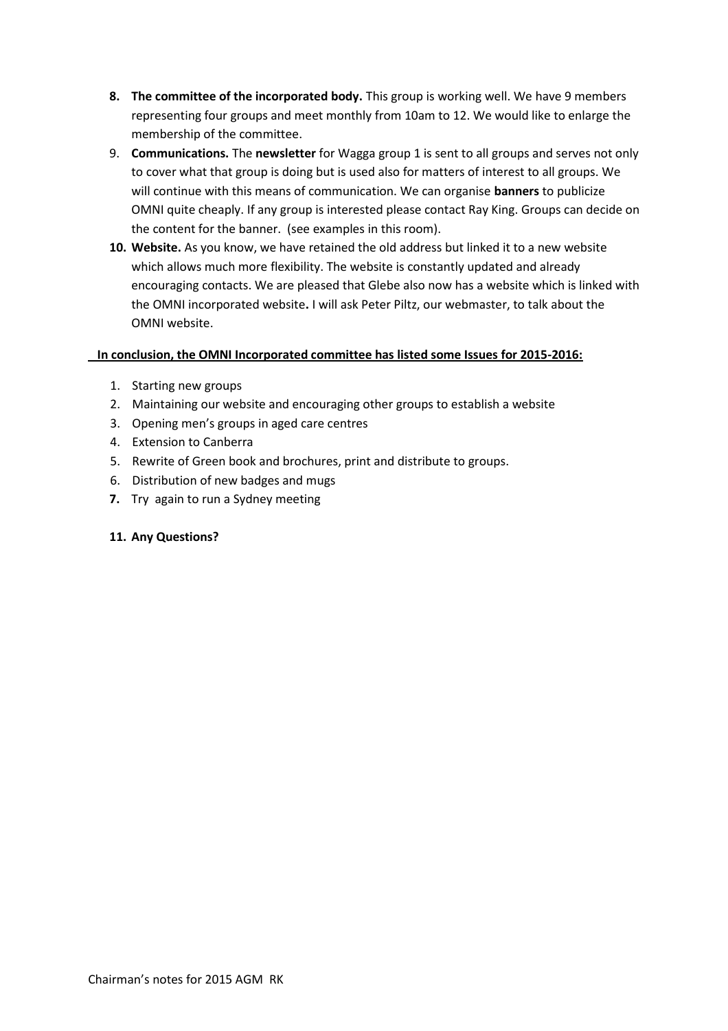8. **The committee of the incorporated body.** This group is working well. We have 9 members representing four groups and meet monthly from 10am to 12. We would like to enlarge the membership of the committee.
9. **Communications.** The **newsletter** for Wagga group 1 is sent to all groups and serves not only to cover what that group is doing but is used also for matters of interest to all groups. We will continue with this means of communication. We can organise **banners** to publicize OMNI quite cheaply. If any group is interested please contact Ray King. Groups can decide on the content for the banner. (see examples in this room).
10. **Website.** As you know, we have retained the old address but linked it to a new website which allows much more flexibility. The website is constantly updated and already encouraging contacts. We are pleased that Glebe also now has a website which is linked with the OMNI incorporated website**.** I will ask Peter Piltz, our webmaster, to talk about the OMNI website.

**In conclusion, the OMNI Incorporated committee has listed some Issues for 2015-2016:**

1. Starting new groups
2. Maintaining our website and encouraging other groups to establish a website
3. Opening men's groups in aged care centres
4. Extension to Canberra
5. Rewrite of Green book and brochures, print and distribute to groups.
6. Distribution of new badges and mugs
7. Try again to run a Sydney meeting

11. **Any Questions?**

Chairman's notes for 2015 AGM RK